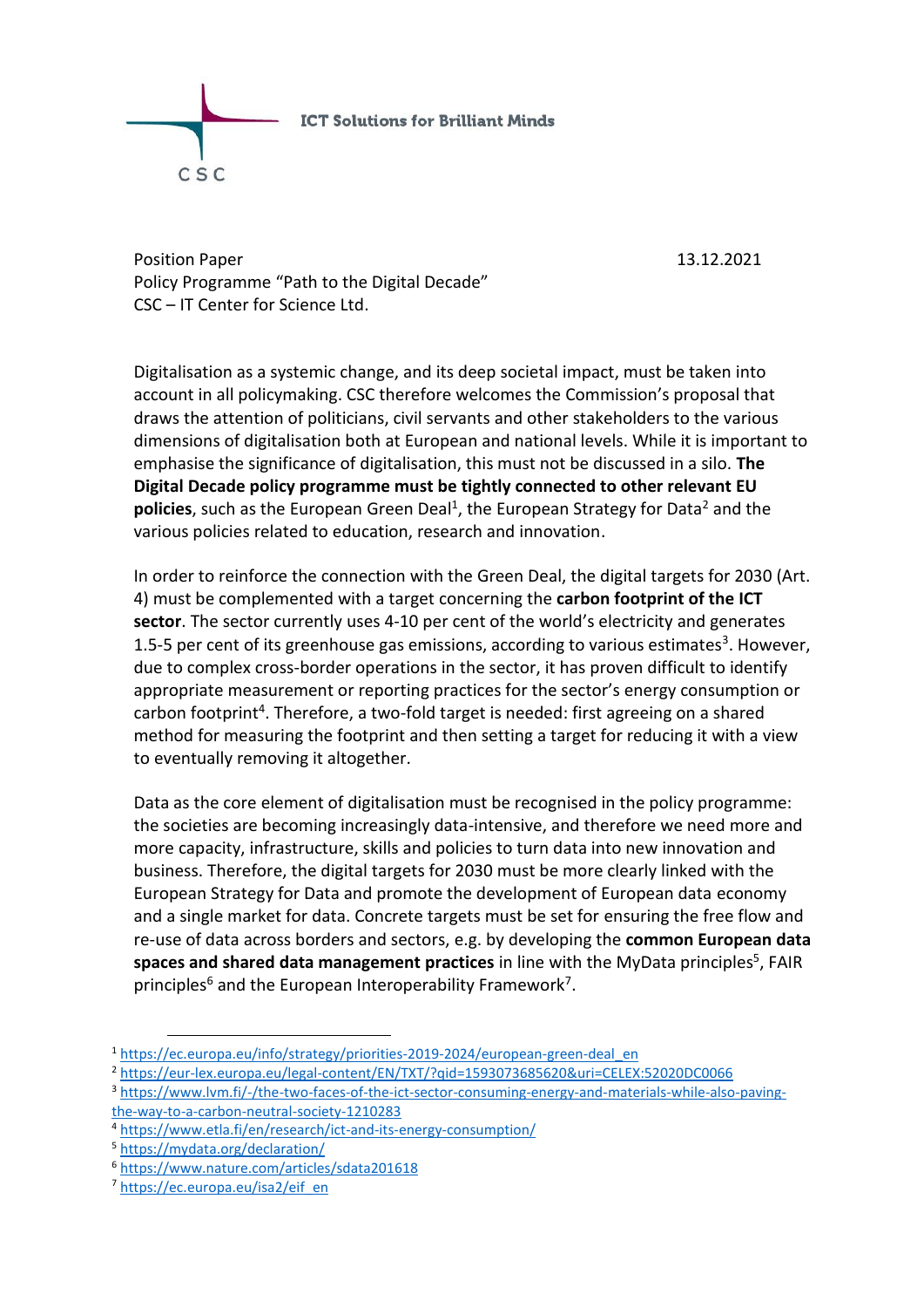CSC

ICT Solutions for Brilliant Minds

Position Paper
Policy Programme "Path to the Digital Decade"
CSC – IT Center for Science Ltd.

13.12.2021

Digitalisation as a systemic change, and its deep societal impact, must be taken into account in all policymaking. CSC therefore welcomes the Commission's proposal that draws the attention of politicians, civil servants and other stakeholders to the various dimensions of digitalisation both at European and national levels. While it is important to emphasise the significance of digitalisation, this must not be discussed in a silo. **The Digital Decade policy programme must be tightly connected to other relevant EU policies**, such as the European Green Deal[1], the European Strategy for Data[2] and the various policies related to education, research and innovation.

In order to reinforce the connection with the Green Deal, the digital targets for 2030 (Art. 4) must be complemented with a target concerning the **carbon footprint of the ICT sector**. The sector currently uses 4-10 per cent of the world's electricity and generates 1.5-5 per cent of its greenhouse gas emissions, according to various estimates[3]. However, due to complex cross-border operations in the sector, it has proven difficult to identify appropriate measurement or reporting practices for the sector's energy consumption or carbon footprint[4]. Therefore, a two-fold target is needed: first agreeing on a shared method for measuring the footprint and then setting a target for reducing it with a view to eventually removing it altogether.

Data as the core element of digitalisation must be recognised in the policy programme: the societies are becoming increasingly data-intensive, and therefore we need more and more capacity, infrastructure, skills and policies to turn data into new innovation and business. Therefore, the digital targets for 2030 must be more clearly linked with the European Strategy for Data and promote the development of European data economy and a single market for data. Concrete targets must be set for ensuring the free flow and re-use of data across borders and sectors, e.g. by developing the **common European data spaces and shared data management practices** in line with the MyData principles[5], FAIR principles[6] and the European Interoperability Framework[7].

---

[1] https://ec.europa.eu/info/strategy/priorities-2019-2024/european-green-deal_en
[2] https://eur-lex.europa.eu/legal-content/EN/TXT/?qid=1593073685620&uri=CELEX:52020DC0066
[3] https://www.lvm.fi/-/the-two-faces-of-the-ict-sector-consuming-energy-and-materials-while-also-paving-the-way-to-a-carbon-neutral-society-1210283
[4] https://www.etla.fi/en/research/ict-and-its-energy-consumption/
[5] https://mydata.org/declaration/
[6] https://www.nature.com/articles/sdata201618
[7] https://ec.europa.eu/isa2/eif_en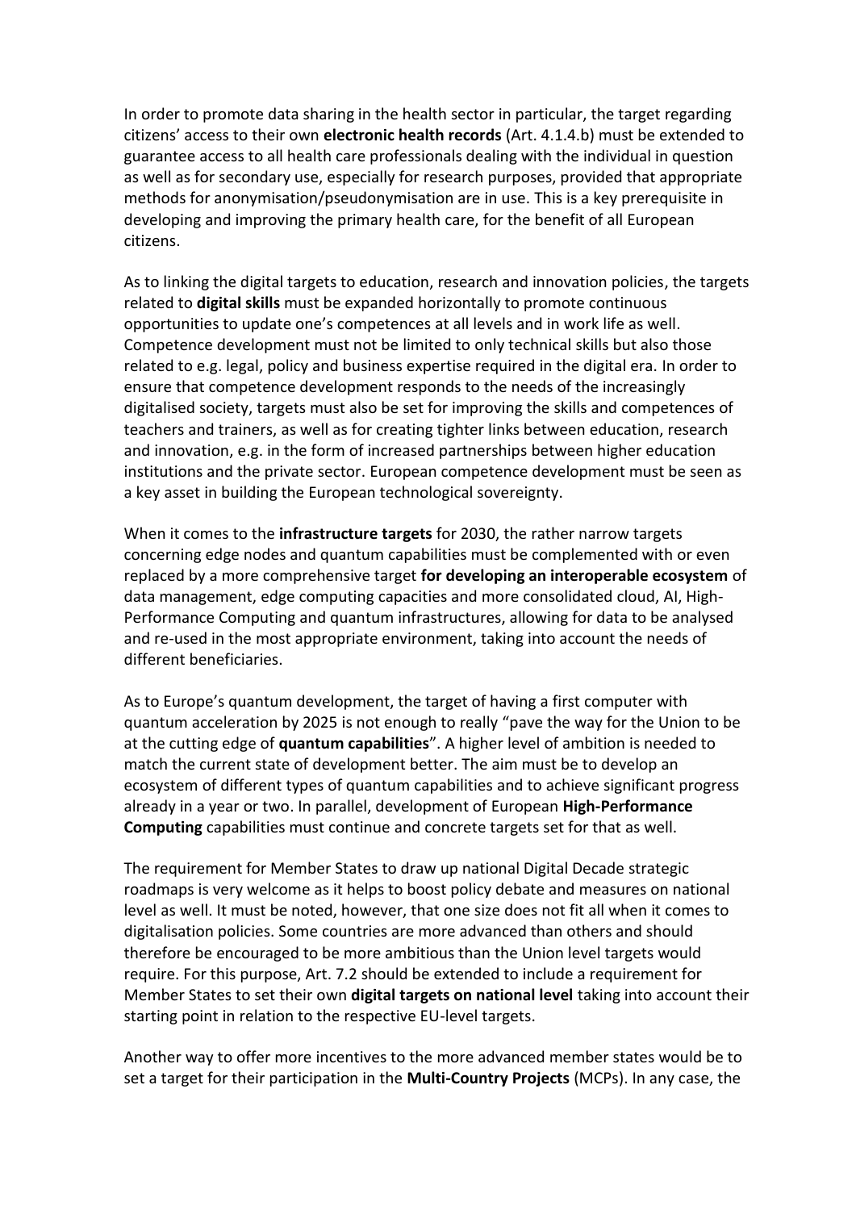In order to promote data sharing in the health sector in particular, the target regarding citizens' access to their own **electronic health records** (Art. 4.1.4.b) must be extended to guarantee access to all health care professionals dealing with the individual in question as well as for secondary use, especially for research purposes, provided that appropriate methods for anonymisation/pseudonymisation are in use. This is a key prerequisite in developing and improving the primary health care, for the benefit of all European citizens.

As to linking the digital targets to education, research and innovation policies, the targets related to **digital skills** must be expanded horizontally to promote continuous opportunities to update one's competences at all levels and in work life as well. Competence development must not be limited to only technical skills but also those related to e.g. legal, policy and business expertise required in the digital era. In order to ensure that competence development responds to the needs of the increasingly digitalised society, targets must also be set for improving the skills and competences of teachers and trainers, as well as for creating tighter links between education, research and innovation, e.g. in the form of increased partnerships between higher education institutions and the private sector. European competence development must be seen as a key asset in building the European technological sovereignty.

When it comes to the **infrastructure targets** for 2030, the rather narrow targets concerning edge nodes and quantum capabilities must be complemented with or even replaced by a more comprehensive target **for developing an interoperable ecosystem** of data management, edge computing capacities and more consolidated cloud, AI, High-Performance Computing and quantum infrastructures, allowing for data to be analysed and re-used in the most appropriate environment, taking into account the needs of different beneficiaries.

As to Europe's quantum development, the target of having a first computer with quantum acceleration by 2025 is not enough to really "pave the way for the Union to be at the cutting edge of **quantum capabilities**". A higher level of ambition is needed to match the current state of development better. The aim must be to develop an ecosystem of different types of quantum capabilities and to achieve significant progress already in a year or two. In parallel, development of European **High-Performance Computing** capabilities must continue and concrete targets set for that as well.

The requirement for Member States to draw up national Digital Decade strategic roadmaps is very welcome as it helps to boost policy debate and measures on national level as well. It must be noted, however, that one size does not fit all when it comes to digitalisation policies. Some countries are more advanced than others and should therefore be encouraged to be more ambitious than the Union level targets would require. For this purpose, Art. 7.2 should be extended to include a requirement for Member States to set their own **digital targets on national level** taking into account their starting point in relation to the respective EU-level targets.

Another way to offer more incentives to the more advanced member states would be to set a target for their participation in the **Multi-Country Projects** (MCPs). In any case, the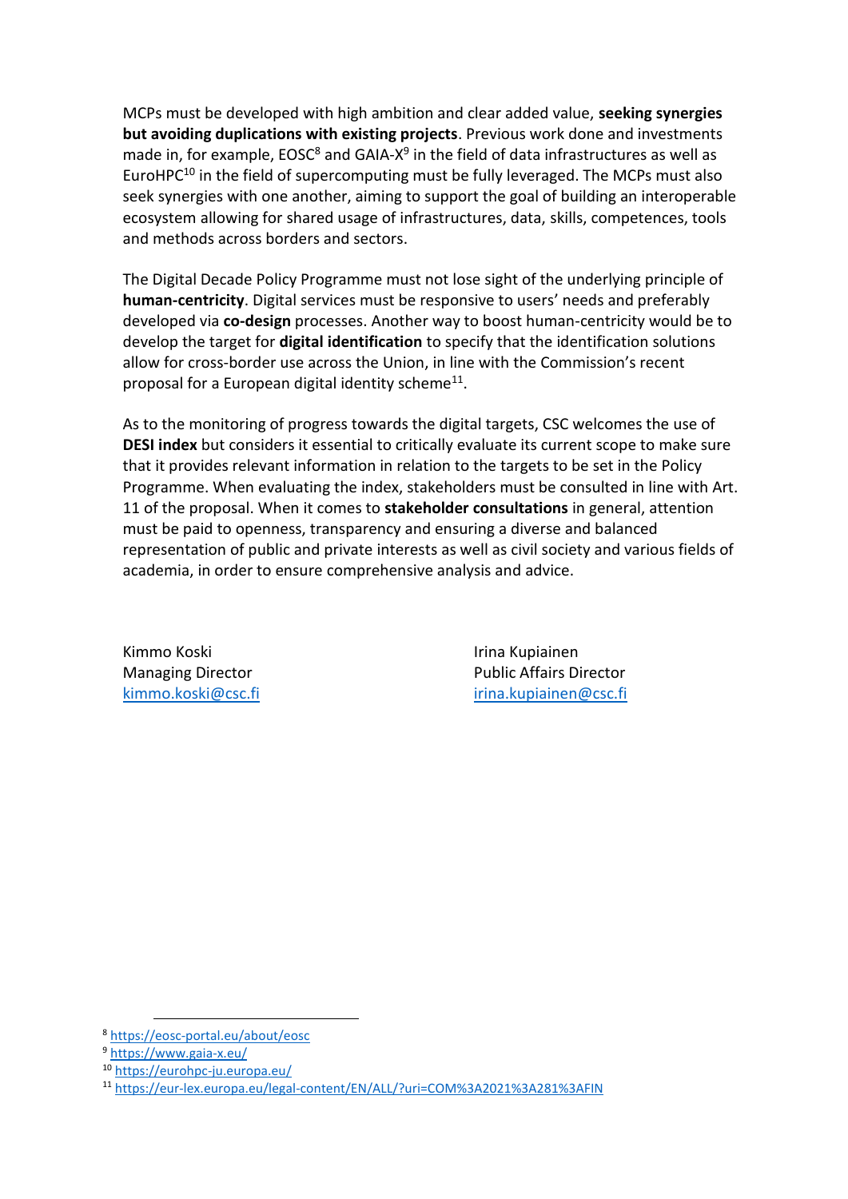MCPs must be developed with high ambition and clear added value, **seeking synergies but avoiding duplications with existing projects**. Previous work done and investments made in, for example, EOSC[8] and GAIA-X[9] in the field of data infrastructures as well as EuroHPC[10] in the field of supercomputing must be fully leveraged. The MCPs must also seek synergies with one another, aiming to support the goal of building an interoperable ecosystem allowing for shared usage of infrastructures, data, skills, competences, tools and methods across borders and sectors.

The Digital Decade Policy Programme must not lose sight of the underlying principle of **human-centricity**. Digital services must be responsive to users' needs and preferably developed via **co-design** processes. Another way to boost human-centricity would be to develop the target for **digital identification** to specify that the identification solutions allow for cross-border use across the Union, in line with the Commission's recent proposal for a European digital identity scheme[11].

As to the monitoring of progress towards the digital targets, CSC welcomes the use of **DESI index** but considers it essential to critically evaluate its current scope to make sure that it provides relevant information in relation to the targets to be set in the Policy Programme. When evaluating the index, stakeholders must be consulted in line with Art. 11 of the proposal. When it comes to **stakeholder consultations** in general, attention must be paid to openness, transparency and ensuring a diverse and balanced representation of public and private interests as well as civil society and various fields of academia, in order to ensure comprehensive analysis and advice.

Kimmo Koski
Managing Director
kimmo.koski@csc.fi

Irina Kupiainen
Public Affairs Director
irina.kupiainen@csc.fi

[8] https://eosc-portal.eu/about/eosc
[9] https://www.gaia-x.eu/
[10] https://eurohpc-ju.europa.eu/
[11] https://eur-lex.europa.eu/legal-content/EN/ALL/?uri=COM%3A2021%3A281%3AFIN